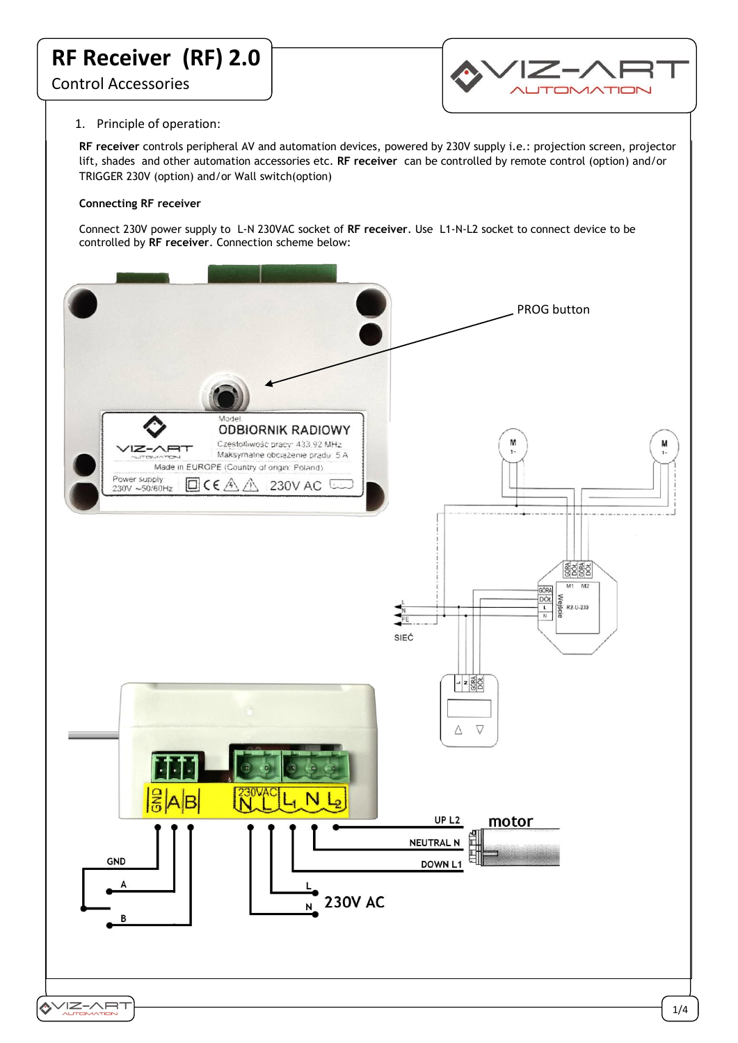# RF Receiver (RF) 2.0

Control Accessories

1. Principle of operation:

**RF receiver** controls peripheral AV and automation devices, powered by 230V supply i.e.: projection screen, projector lift, shades and other automation accessories etc. **RF receiver** can be controlled by remote control (option) and/or TRIGGER 230V (option) and/or Wall switch(option)

**Connecting RF receiver**

Connect 230V power supply to L-N 230VAC socket of **RF receiver**. Use L1-N-L2 socket to connect device to be controlled by **RF receiver**. Connection scheme below:

PROG button

GND | A | B | 230VAC N L | $L_1$ N $L_2$

UP L2 — motor

NEUTRAL N

DOWN L1

GND

A

B

L

N 230V AC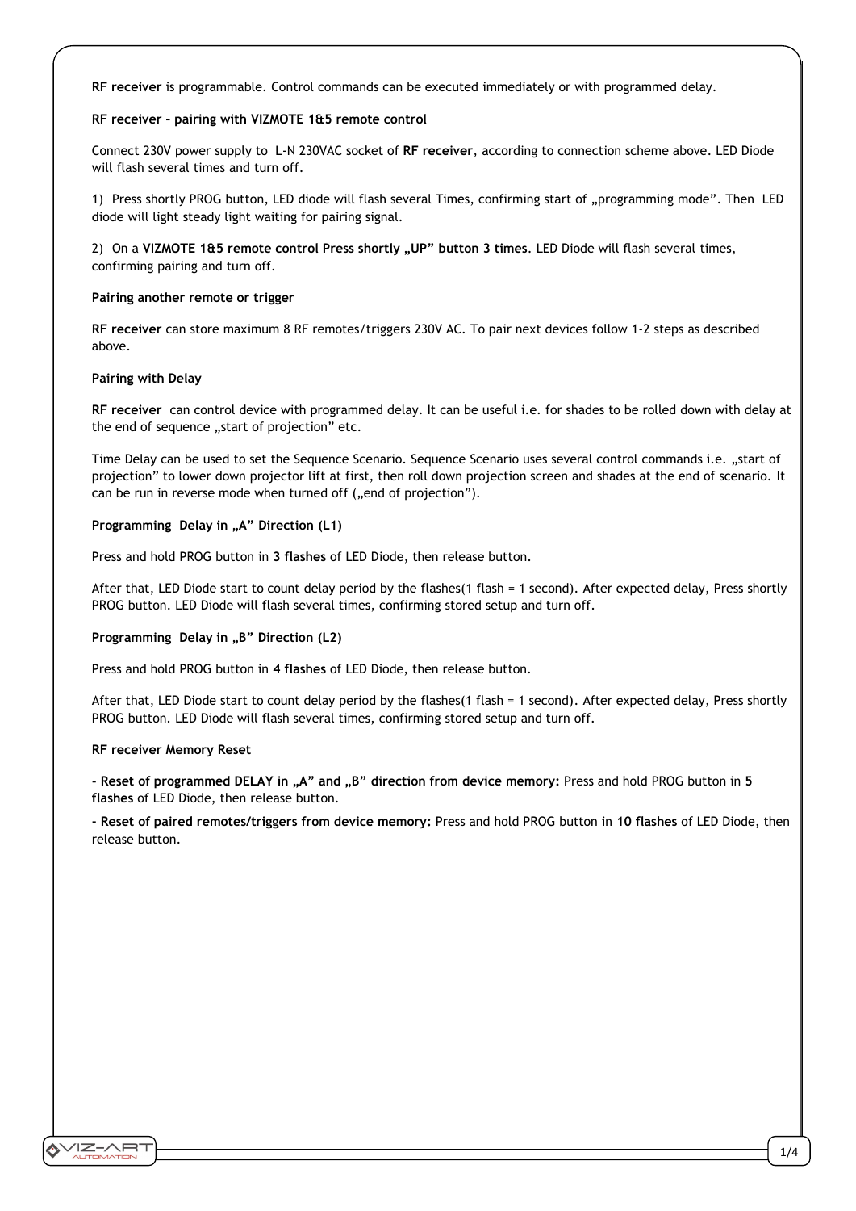**RF receiver** is programmable. Control commands can be executed immediately or with programmed delay.

**RF receiver – pairing with VIZMOTE 1&5 remote control**

Connect 230V power supply to L-N 230VAC socket of **RF receiver**, according to connection scheme above. LED Diode will flash several times and turn off.

1) Press shortly PROG button, LED diode will flash several Times, confirming start of „programming mode". Then LED diode will light steady light waiting for pairing signal.

2) On a **VIZMOTE 1&5 remote control Press shortly „UP" button 3 times**. LED Diode will flash several times, confirming pairing and turn off.

**Pairing another remote or trigger**

**RF receiver** can store maximum 8 RF remotes/triggers 230V AC. To pair next devices follow 1-2 steps as described above.

**Pairing with Delay**

**RF receiver** can control device with programmed delay. It can be useful i.e. for shades to be rolled down with delay at the end of sequence „start of projection" etc.

Time Delay can be used to set the Sequence Scenario. Sequence Scenario uses several control commands i.e. „start of projection" to lower down projector lift at first, then roll down projection screen and shades at the end of scenario. It can be run in reverse mode when turned off („end of projection").

**Programming Delay in „A" Direction (L1)**

Press and hold PROG button in **3 flashes** of LED Diode, then release button.

After that, LED Diode start to count delay period by the flashes(1 flash = 1 second). After expected delay, Press shortly PROG button. LED Diode will flash several times, confirming stored setup and turn off.

**Programming Delay in „B" Direction (L2)**

Press and hold PROG button in **4 flashes** of LED Diode, then release button.

After that, LED Diode start to count delay period by the flashes(1 flash = 1 second). After expected delay, Press shortly PROG button. LED Diode will flash several times, confirming stored setup and turn off.

**RF receiver Memory Reset**

**- Reset of programmed DELAY in „A" and „B" direction from device memory:** Press and hold PROG button in **5 flashes** of LED Diode, then release button.

**- Reset of paired remotes/triggers from device memory:** Press and hold PROG button in **10 flashes** of LED Diode, then release button.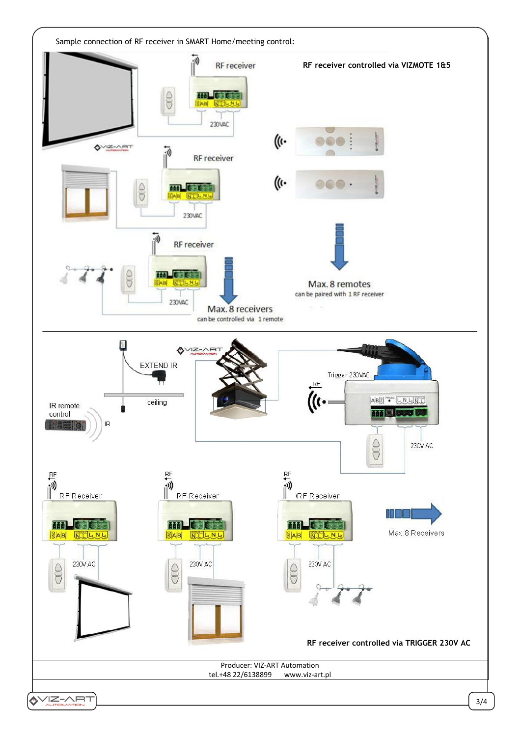Sample connection of RF receiver in SMART Home/meeting control:

RF receiver

RF receiver controlled via VIZMOTE 1&5

230VAC

RF receiver

230VAC

RF receiver

230VAC

Max. 8 receivers
can be controlled via 1 remote

Max. 8 remotes
can be paired with 1 RF receiver

EXTEND IR

ceiling

IR remote control

IR

Trigger 230VAC

RF

230V AC

RF

RF Receiver

230V AC

RF

RF Receiver

230V AC

RF

RF Receiver

230V AC

Max.8 Receivers

RF receiver controlled via TRIGGER 230V AC

Producer: VIZ-ART Automation
tel.+48 22/6138899 www.viz-art.pl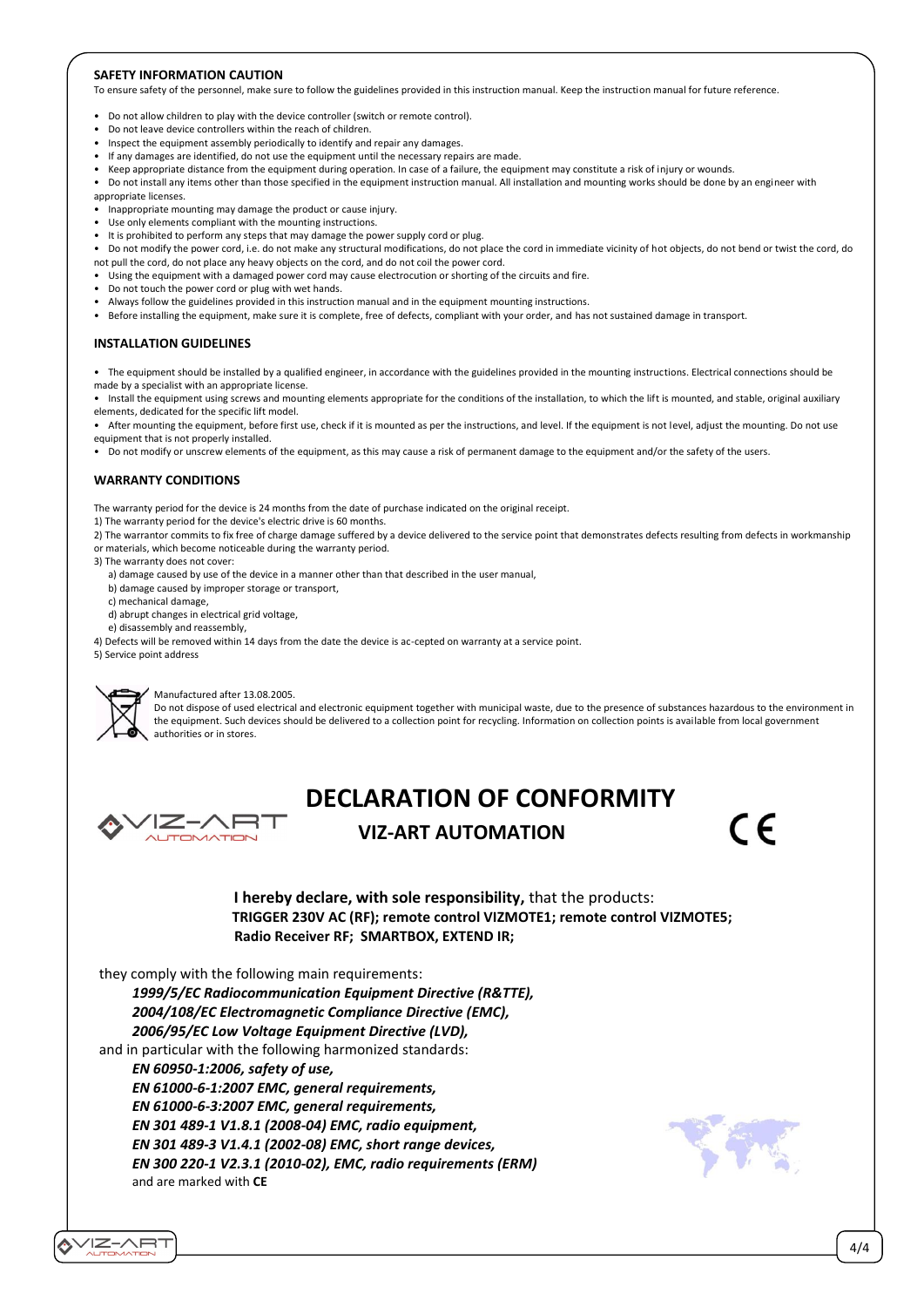### SAFETY INFORMATION CAUTION

To ensure safety of the personnel, make sure to follow the guidelines provided in this instruction manual. Keep the instruction manual for future reference.

- Do not allow children to play with the device controller (switch or remote control).
- Do not leave device controllers within the reach of children.
- Inspect the equipment assembly periodically to identify and repair any damages.
- If any damages are identified, do not use the equipment until the necessary repairs are made.
- Keep appropriate distance from the equipment during operation. In case of a failure, the equipment may constitute a risk of injury or wounds.
- Do not install any items other than those specified in the equipment instruction manual. All installation and mounting works should be done by an engineer with appropriate licenses.
- Inappropriate mounting may damage the product or cause injury.
- Use only elements compliant with the mounting instructions.
- It is prohibited to perform any steps that may damage the power supply cord or plug.
- Do not modify the power cord, i.e. do not make any structural modifications, do not place the cord in immediate vicinity of hot objects, do not bend or twist the cord, do not pull the cord, do not place any heavy objects on the cord, and do not coil the power cord.
- Using the equipment with a damaged power cord may cause electrocution or shorting of the circuits and fire.
- Do not touch the power cord or plug with wet hands.
- Always follow the guidelines provided in this instruction manual and in the equipment mounting instructions.
- Before installing the equipment, make sure it is complete, free of defects, compliant with your order, and has not sustained damage in transport.

### INSTALLATION GUIDELINES

- The equipment should be installed by a qualified engineer, in accordance with the guidelines provided in the mounting instructions. Electrical connections should be made by a specialist with an appropriate license.
- Install the equipment using screws and mounting elements appropriate for the conditions of the installation, to which the lift is mounted, and stable, original auxiliary elements, dedicated for the specific lift model.
- After mounting the equipment, before first use, check if it is mounted as per the instructions, and level. If the equipment is not level, adjust the mounting. Do not use equipment that is not properly installed.
- Do not modify or unscrew elements of the equipment, as this may cause a risk of permanent damage to the equipment and/or the safety of the users.

### WARRANTY CONDITIONS

The warranty period for the device is 24 months from the date of purchase indicated on the original receipt.

1) The warranty period for the device's electric drive is 60 months.
2) The warrantor commits to fix free of charge damage suffered by a device delivered to the service point that demonstrates defects resulting from defects in workmanship or materials, which become noticeable during the warranty period.
3) The warranty does not cover:
   a) damage caused by use of the device in a manner other than that described in the user manual,
   b) damage caused by improper storage or transport,
   c) mechanical damage,
   d) abrupt changes in electrical grid voltage,
   e) disassembly and reassembly,
4) Defects will be removed within 14 days from the date the device is ac-cepted on warranty at a service point.
5) Service point address

Manufactured after 13.08.2005.
Do not dispose of used electrical and electronic equipment together with municipal waste, due to the presence of substances hazardous to the environment in the equipment. Such devices should be delivered to a collection point for recycling. Information on collection points is available from local government authorities or in stores.

VIZ-ART AUTOMATION

# DECLARATION OF CONFORMITY

## VIZ-ART AUTOMATION

CE

**I hereby declare, with sole responsibility,** that the products:
**TRIGGER 230V AC (RF); remote control VIZMOTE1; remote control VIZMOTE5; Radio Receiver RF; SMARTBOX, EXTEND IR;**

they comply with the following main requirements:

***1999/5/EC Radiocommunication Equipment Directive (R&TTE),***
***2004/108/EC Electromagnetic Compliance Directive (EMC),***
***2006/95/EC Low Voltage Equipment Directive (LVD),***

and in particular with the following harmonized standards:

***EN 60950-1:2006, safety of use,***
***EN 61000-6-1:2007 EMC, general requirements,***
***EN 61000-6-3:2007 EMC, general requirements,***
***EN 301 489-1 V1.8.1 (2008-04) EMC, radio equipment,***
***EN 301 489-3 V1.4.1 (2002-08) EMC, short range devices,***
***EN 300 220-1 V2.3.1 (2010-02), EMC, radio requirements (ERM)***

and are marked with **CE**